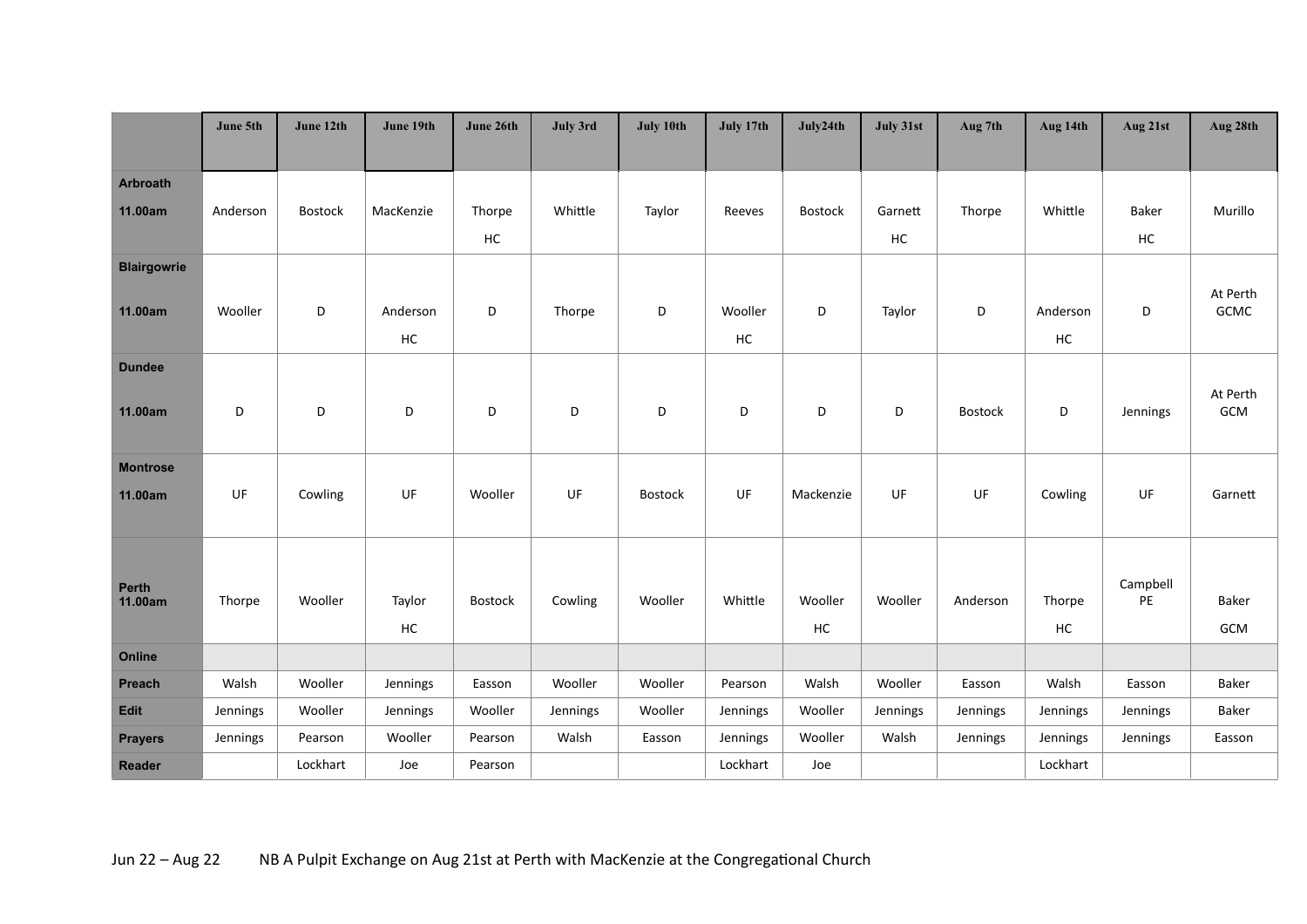| | June 5th | June 12th | June 19th | June 26th | July 3rd | July 10th | July 17th | July24th | July 31st | Aug 7th | Aug 14th | Aug 21st | Aug 28th |
|---|---|---|---|---|---|---|---|---|---|---|---|---|---|
| **Arbroath** **11.00am** | Anderson | Bostock | MacKenzie | Thorpe HC | Whittle | Taylor | Reeves | Bostock | Garnett HC | Thorpe | Whittle | Baker HC | Murillo |
| **Blairgowrie** **11.00am** | Wooller | D | Anderson HC | D | Thorpe | D | Wooller HC | D | Taylor | D | Anderson HC | D | At Perth GCMC |
| **Dundee** **11.00am** | D | D | D | D | D | D | D | D | D | Bostock | D | Jennings | At Perth GCM |
| **Montrose** **11.00am** | UF | Cowling | UF | Wooller | UF | Bostock | UF | Mackenzie | UF | UF | Cowling | UF | Garnett |
| **Perth 11.00am** | Thorpe | Wooller | Taylor HC | Bostock | Cowling | Wooller | Whittle | Wooller HC | Wooller | Anderson | Thorpe HC | Campbell PE | Baker GCM |
| **Online** | | | | | | | | | | | | | |
| **Preach** | Walsh | Wooller | Jennings | Easson | Wooller | Wooller | Pearson | Walsh | Wooller | Easson | Walsh | Easson | Baker |
| **Edit** | Jennings | Wooller | Jennings | Wooller | Jennings | Wooller | Jennings | Wooller | Jennings | Jennings | Jennings | Jennings | Baker |
| **Prayers** | Jennings | Pearson | Wooller | Pearson | Walsh | Easson | Jennings | Wooller | Walsh | Jennings | Jennings | Jennings | Easson |
| **Reader** | | Lockhart | Joe | Pearson | | | Lockhart | Joe | | | Lockhart | | |

Jun 22 – Aug 22 NB A Pulpit Exchange on Aug 21st at Perth with MacKenzie at the Congregational Church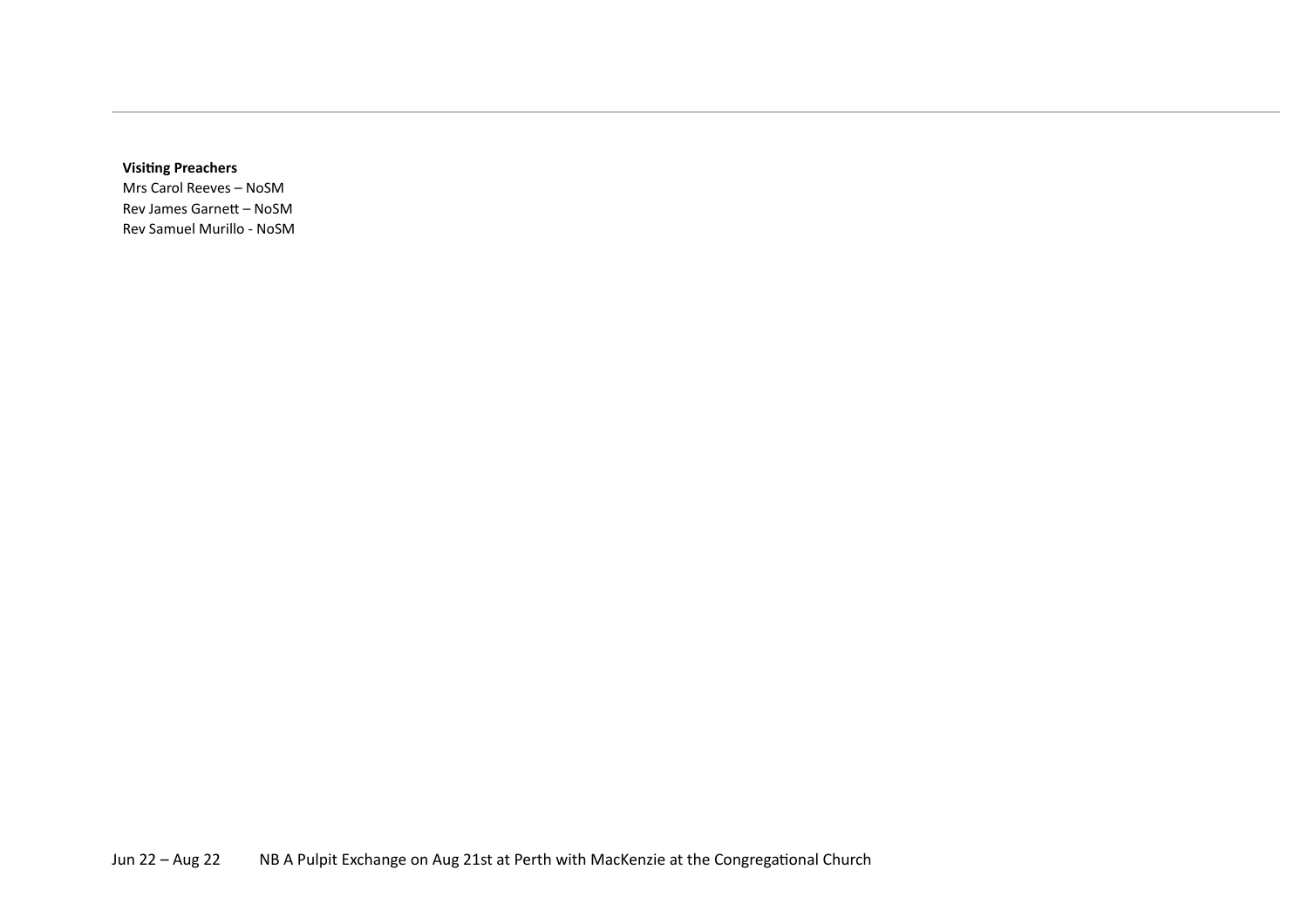**Visiting Preachers**

Mrs Carol Reeves – NoSM
Rev James Garnett – NoSM
Rev Samuel Murillo - NoSM

Jun 22 – Aug 22 NB A Pulpit Exchange on Aug 21st at Perth with MacKenzie at the Congregational Church